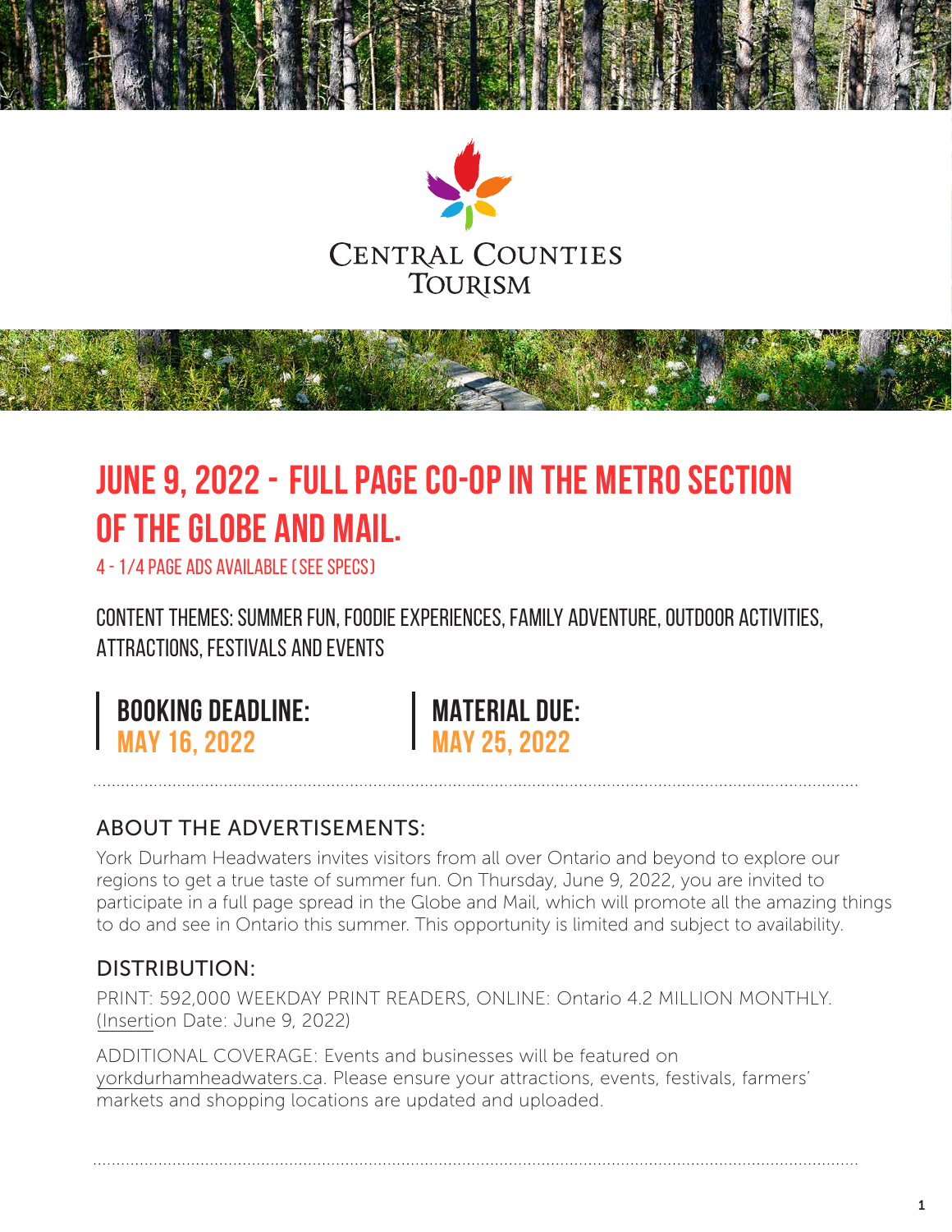Central Counties Tourism

# JUNE 9, 2022 - FULL PAGE CO-OP IN THE METRO SECTION OF THE GLOBE AND MAIL.

4 - 1/4 PAGE ADS AVAILABLE (SEE SPECS)

CONTENT THEMES: SUMMER FUN, FOODIE EXPERIENCES, FAMILY ADVENTURE, OUTDOOR ACTIVITIES, ATTRACTIONS, FESTIVALS AND EVENTS

**BOOKING DEADLINE:**
**MAY 16, 2022**

**MATERIAL DUE:**
**MAY 25, 2022**

## ABOUT THE ADVERTISEMENTS:

York Durham Headwaters invites visitors from all over Ontario and beyond to explore our regions to get a true taste of summer fun. On Thursday, June 9, 2022, you are invited to participate in a full page spread in the Globe and Mail, which will promote all the amazing things to do and see in Ontario this summer. This opportunity is limited and subject to availability.

## DISTRIBUTION:

PRINT: 592,000 WEEKDAY PRINT READERS, ONLINE: Ontario 4.2 MILLION MONTHLY. (Insertion Date: June 9, 2022)

ADDITIONAL COVERAGE: Events and businesses will be featured on yorkdurhamheadwaters.ca. Please ensure your attractions, events, festivals, farmers' markets and shopping locations are updated and uploaded.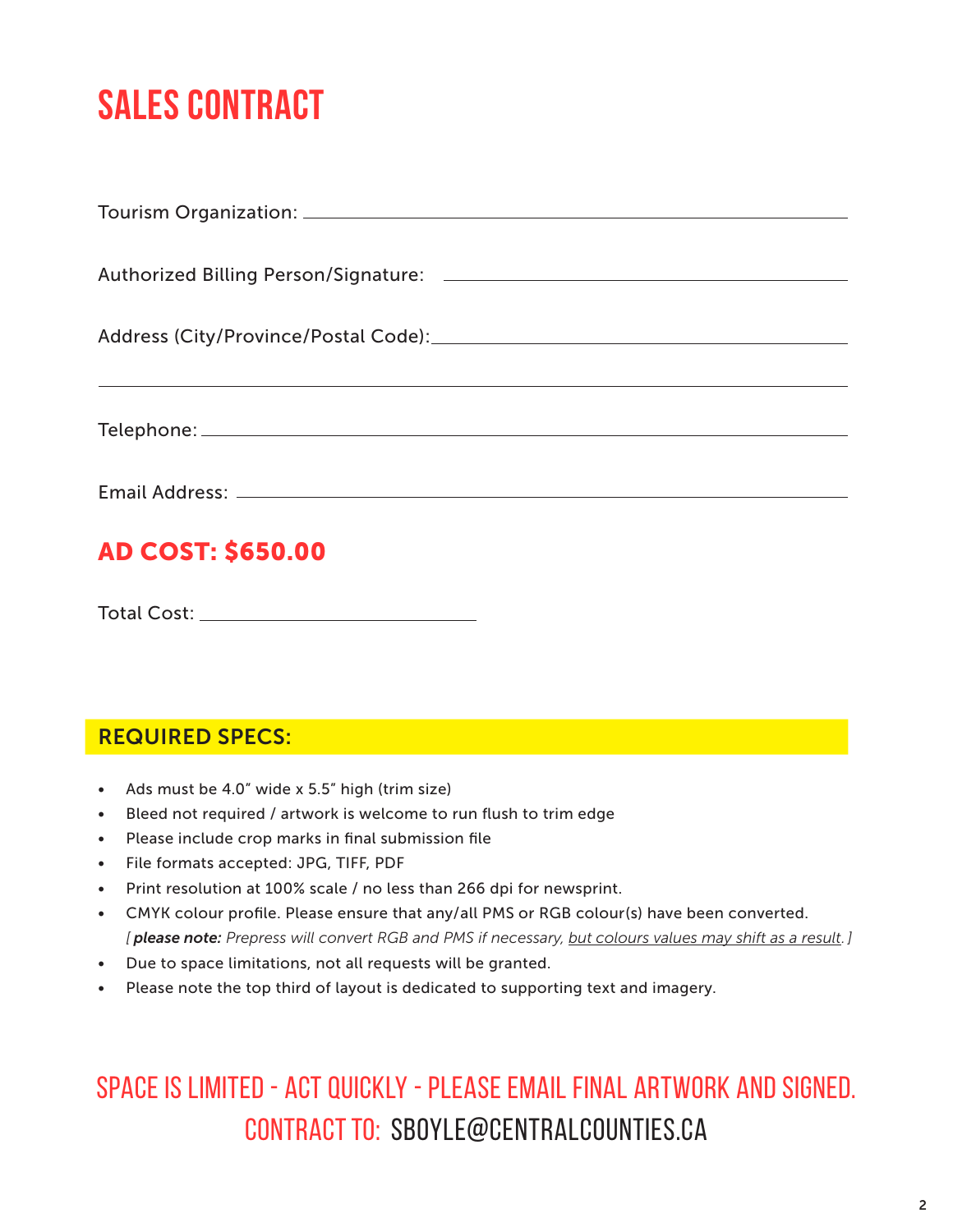# SALES CONTRACT

Tourism Organization: ______________________________________________

Authorized Billing Person/Signature: ______________________________________________

Address (City/Province/Postal Code): ______________________________________________

______________________________________________

Telephone: ______________________________________________

Email Address: ______________________________________________

## AD COST: $650.00

Total Cost: ____________________

### REQUIRED SPECS:

- Ads must be 4.0" wide x 5.5" high (trim size)
- Bleed not required / artwork is welcome to run flush to trim edge
- Please include crop marks in final submission file
- File formats accepted: JPG, TIFF, PDF
- Print resolution at 100% scale / no less than 266 dpi for newsprint.
- CMYK colour profile. Please ensure that any/all PMS or RGB colour(s) have been converted. 
  [ ***please note:*** *Prepress will convert RGB and PMS if necessary, but colours values may shift as a result.* ]
- Due to space limitations, not all requests will be granted.
- Please note the top third of layout is dedicated to supporting text and imagery.

## SPACE IS LIMITED - ACT QUICKLY - PLEASE EMAIL FINAL ARTWORK AND SIGNED. CONTRACT TO: SBOYLE@CENTRALCOUNTIES.CA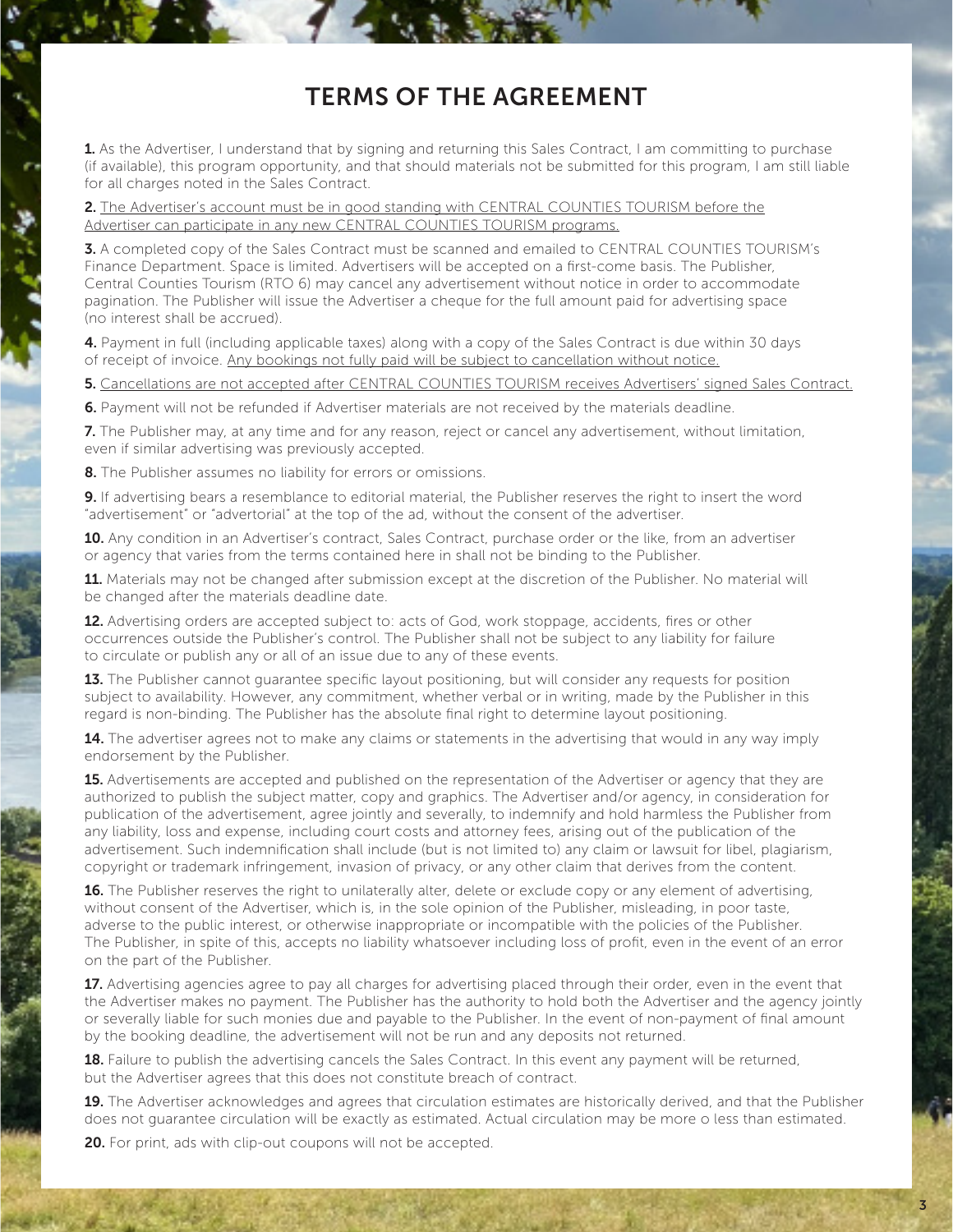# TERMS OF THE AGREEMENT

**1.** As the Advertiser, I understand that by signing and returning this Sales Contract, I am committing to purchase (if available), this program opportunity, and that should materials not be submitted for this program, I am still liable for all charges noted in the Sales Contract.

**2.** The Advertiser's account must be in good standing with CENTRAL COUNTIES TOURISM before the Advertiser can participate in any new CENTRAL COUNTIES TOURISM programs.

**3.** A completed copy of the Sales Contract must be scanned and emailed to CENTRAL COUNTIES TOURISM's Finance Department. Space is limited. Advertisers will be accepted on a first-come basis. The Publisher, Central Counties Tourism (RTO 6) may cancel any advertisement without notice in order to accommodate pagination. The Publisher will issue the Advertiser a cheque for the full amount paid for advertising space (no interest shall be accrued).

**4.** Payment in full (including applicable taxes) along with a copy of the Sales Contract is due within 30 days of receipt of invoice. Any bookings not fully paid will be subject to cancellation without notice.

**5.** Cancellations are not accepted after CENTRAL COUNTIES TOURISM receives Advertisers' signed Sales Contract.

**6.** Payment will not be refunded if Advertiser materials are not received by the materials deadline.

**7.** The Publisher may, at any time and for any reason, reject or cancel any advertisement, without limitation, even if similar advertising was previously accepted.

**8.** The Publisher assumes no liability for errors or omissions.

**9.** If advertising bears a resemblance to editorial material, the Publisher reserves the right to insert the word "advertisement" or "advertorial" at the top of the ad, without the consent of the advertiser.

**10.** Any condition in an Advertiser's contract, Sales Contract, purchase order or the like, from an advertiser or agency that varies from the terms contained here in shall not be binding to the Publisher.

**11.** Materials may not be changed after submission except at the discretion of the Publisher. No material will be changed after the materials deadline date.

**12.** Advertising orders are accepted subject to: acts of God, work stoppage, accidents, fires or other occurrences outside the Publisher's control. The Publisher shall not be subject to any liability for failure to circulate or publish any or all of an issue due to any of these events.

**13.** The Publisher cannot guarantee specific layout positioning, but will consider any requests for position subject to availability. However, any commitment, whether verbal or in writing, made by the Publisher in this regard is non-binding. The Publisher has the absolute final right to determine layout positioning.

**14.** The advertiser agrees not to make any claims or statements in the advertising that would in any way imply endorsement by the Publisher.

**15.** Advertisements are accepted and published on the representation of the Advertiser or agency that they are authorized to publish the subject matter, copy and graphics. The Advertiser and/or agency, in consideration for publication of the advertisement, agree jointly and severally, to indemnify and hold harmless the Publisher from any liability, loss and expense, including court costs and attorney fees, arising out of the publication of the advertisement. Such indemnification shall include (but is not limited to) any claim or lawsuit for libel, plagiarism, copyright or trademark infringement, invasion of privacy, or any other claim that derives from the content.

**16.** The Publisher reserves the right to unilaterally alter, delete or exclude copy or any element of advertising, without consent of the Advertiser, which is, in the sole opinion of the Publisher, misleading, in poor taste, adverse to the public interest, or otherwise inappropriate or incompatible with the policies of the Publisher. The Publisher, in spite of this, accepts no liability whatsoever including loss of profit, even in the event of an error on the part of the Publisher.

**17.** Advertising agencies agree to pay all charges for advertising placed through their order, even in the event that the Advertiser makes no payment. The Publisher has the authority to hold both the Advertiser and the agency jointly or severally liable for such monies due and payable to the Publisher. In the event of non-payment of final amount by the booking deadline, the advertisement will not be run and any deposits not returned.

**18.** Failure to publish the advertising cancels the Sales Contract. In this event any payment will be returned, but the Advertiser agrees that this does not constitute breach of contract.

**19.** The Advertiser acknowledges and agrees that circulation estimates are historically derived, and that the Publisher does not guarantee circulation will be exactly as estimated. Actual circulation may be more o less than estimated.

**20.** For print, ads with clip-out coupons will not be accepted.